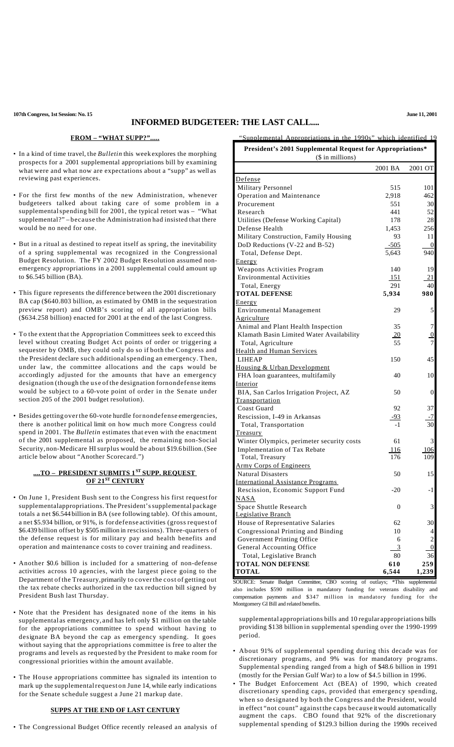# INFORMED BUDGETEER: THE LAST CALL....

## FROM – "WHAT SUPP?".....

- In a kind of time travel, the *Bulletin* this week explores the morphing prospects for a 2001 supplemental appropriations bill by examining what were and what now are expectations about a "supp" as well as reviewing past experiences.

- For the first few months of the new Administration, whenever budgeteers talked about taking care of some problem in a supplemental spending bill for 2001, the typical retort was – "What supplemental?" – because the Administration had insisted that there would be no need for one.

- But in a ritual as destined to repeat itself as spring, the inevitability of a spring supplemental was recognized in the Congressional Budget Resolution. The FY 2002 Budget Resolution assumed non-emergency appropriations in a 2001 supplemental could amount up to $6.545 billion (BA).

- This figure represents the difference between the 2001 discretionary BA cap ($640.803 billion, as estimated by OMB in the sequestration preview report) and OMB's scoring of all appropriation bills ($634.258 billion) enacted for 2001 at the end of the last Congress.

- To the extent that the Appropriation Committees seek to exceed this level without creating Budget Act points of order or triggering a sequester by OMB, they could only do so if both the Congress and the President declare such additional spending an emergency. Then, under law, the committee allocations and the caps would be accordingly adjusted for the amounts that have an emergency designation (though the use of the designation for nondefense items would be subject to a 60-vote point of order in the Senate under section 205 of the 2001 budget resolution).

- Besides getting over the 60-vote hurdle for nondefense emergencies, there is another political limit on how much more Congress could spend in 2001. The *Bulletin* estimates that even with the enactment of the 2001 supplemental as proposed, the remaining non-Social Security, non-Medicare HI surplus would be about $19.6 billion. (See article below about "Another Scorecard.")

## ....TO – PRESIDENT SUBMITS 1ST SUPP. REQUEST OF 21ST CENTURY

- On June 1, President Bush sent to the Congress his first request for supplemental appropriations. The President's supplemental package totals a net $6.544 billion in BA (see following table). Of this amount, a net $5.934 billion, or 91%, is for defense activities (gross request of $6.439 billion offset by $505 million in rescissions). Three-quarters of the defense request is for military pay and health benefits and operation and maintenance costs to cover training and readiness.

- Another $0.6 billion is included for a smattering of non-defense activities across 10 agencies, with the largest piece going to the Department of the Treasury, primarily to cover the cost of getting out the tax rebate checks authorized in the tax reduction bill signed by President Bush last Thursday.

- Note that the President has designated none of the items in his supplemental as emergency, and has left only $1 million on the table for the appropriations committee to spend without having to designate BA beyond the cap as emergency spending. It goes without saying that the appropriations committee is free to alter the programs and levels as requested by the President to make room for congressional priorities within the amount available.

- The House appropriations committee has signaled its intention to mark up the supplemental request on June 14, while early indications for the Senate schedule suggest a June 21 markup date.

**President's 2001 Supplemental Request for Appropriations***
($ in millions)

| | 2001 BA | 2001 OT |
|---|---|---|
| Defense | | |
| Military Personnel | 515 | 101 |
| Operation and Maintenance | 2,918 | 462 |
| Procurement | 551 | 30 |
| Research | 441 | 52 |
| Utilities (Defense Working Capital) | 178 | 28 |
| Defense Health | 1,453 | 256 |
| Military Construction, Family Housing | 93 | 11 |
| DoD Reductions (V-22 and B-52) | -505 | 0 |
| Total, Defense Dept. | 5,643 | 940 |
| Energy | | |
| Weapons Activities Program | 140 | 19 |
| Environmental Activities | 151 | 21 |
| Total, Energy | 291 | 40 |
| **TOTAL DEFENSE** | **5,934** | **980** |
| Energy | | |
| Environmental Management | 29 | 5 |
| Agriculture | | |
| Animal and Plant Health Inspection | 35 | 7 |
| Klamath Basin Limited Water Availability | 20 | 0 |
| Total, Agriculture | 55 | 7 |
| Health and Human Services | | |
| LIHEAP | 150 | 45 |
| Housing & Urban Development | | |
| FHA loan guarantees, multifamily | 40 | 10 |
| Interior | | |
| BIA, San Carlos Irrigation Project, AZ | 50 | 0 |
| Transportation | | |
| Coast Guard | 92 | 37 |
| Rescission, I-49 in Arkansas | -93 | -7 |
| Total, Transportation | -1 | 30 |
| Treasury | | |
| Winter Olympics, perimeter security costs | 61 | 3 |
| Implementation of Tax Rebate | 116 | 106 |
| Total, Treasury | 176 | 109 |
| Army Corps of Engineers | | |
| Natural Disasters | 50 | 15 |
| International Assistance Programs | | |
| Rescission, Economic Support Fund | -20 | -1 |
| NASA | | |
| Space Shuttle Research | 0 | 3 |
| Legislative Branch | | |
| House of Representative Salaries | 62 | 30 |
| Congressional Printing and Binding | 10 | 4 |
| Government Printing Office | 6 | 2 |
| General Accounting Office | 3 | 0 |
| Total, Legislative Branch | 80 | 36 |
| **TOTAL NON DEFENSE** | **610** | **259** |
| **TOTAL** | **6,544** | **1,239** |

SOURCE: Senate Budget Committee, CBO scoring of outlays; *This supplemental also includes $590 million in mandatory funding for veterans disability and compensation payments and $347 million in mandatory funding for the Montgomery GI Bill and related benefits.

## SUPPS AT THE END OF LAST CENTURY

- The Congressional Budget Office recently released an analysis of "Supplemental Appropriations in the 1990s" which identified 19 supplemental appropriations bills and 10 regular appropriations bills providing $138 billion in supplemental spending over the 1990-1999 period.

- About 91% of supplemental spending during this decade was for discretionary programs, and 9% was for mandatory programs. Supplemental spending ranged from a high of $48.6 billion in 1991 (mostly for the Persian Gulf War) to a low of $4.5 billion in 1996.

- The Budget Enforcement Act (BEA) of 1990, which created discretionary spending caps, provided that emergency spending, when so designated by both the Congress and the President, would in effect "not count" against the caps because it would automatically augment the caps. CBO found that 92% of the discretionary supplemental spending of $129.3 billion during the 1990s received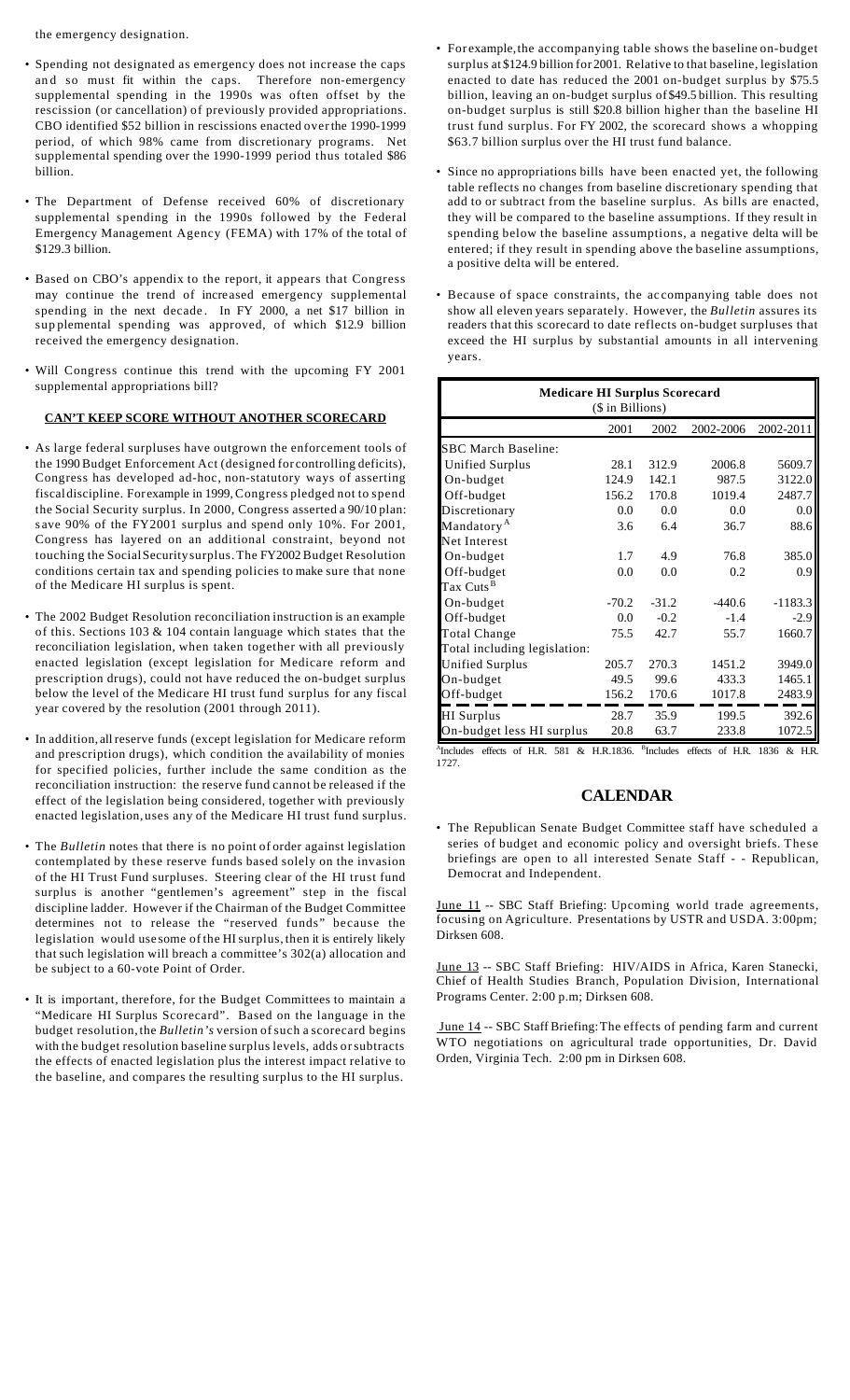the emergency designation.

- Spending not designated as emergency does not increase the caps and so must fit within the caps. Therefore non-emergency supplemental spending in the 1990s was often offset by the rescission (or cancellation) of previously provided appropriations. CBO identified $52 billion in rescissions enacted over the 1990-1999 period, of which 98% came from discretionary programs. Net supplemental spending over the 1990-1999 period thus totaled $86 billion.

- The Department of Defense received 60% of discretionary supplemental spending in the 1990s followed by the Federal Emergency Management Agency (FEMA) with 17% of the total of $129.3 billion.

- Based on CBO's appendix to the report, it appears that Congress may continue the trend of increased emergency supplemental spending in the next decade. In FY 2000, a net $17 billion in supplemental spending was approved, of which $12.9 billion received the emergency designation.

- Will Congress continue this trend with the upcoming FY 2001 supplemental appropriations bill?

## CAN'T KEEP SCORE WITHOUT ANOTHER SCORECARD

- As large federal surpluses have outgrown the enforcement tools of the 1990 Budget Enforcement Act (designed for controlling deficits), Congress has developed ad-hoc, non-statutory ways of asserting fiscal discipline. For example in 1999, Congress pledged not to spend the Social Security surplus. In 2000, Congress asserted a 90/10 plan: save 90% of the FY2001 surplus and spend only 10%. For 2001, Congress has layered on an additional constraint, beyond not touching the Social Security surplus. The FY2002 Budget Resolution conditions certain tax and spending policies to make sure that none of the Medicare HI surplus is spent.

- The 2002 Budget Resolution reconciliation instruction is an example of this. Sections 103 & 104 contain language which states that the reconciliation legislation, when taken together with all previously enacted legislation (except legislation for Medicare reform and prescription drugs), could not have reduced the on-budget surplus below the level of the Medicare HI trust fund surplus for any fiscal year covered by the resolution (2001 through 2011).

- In addition, all reserve funds (except legislation for Medicare reform and prescription drugs), which condition the availability of monies for specified policies, further include the same condition as the reconciliation instruction: the reserve fund cannot be released if the effect of the legislation being considered, together with previously enacted legislation, uses any of the Medicare HI trust fund surplus.

- The *Bulletin* notes that there is no point of order against legislation contemplated by these reserve funds based solely on the invasion of the HI Trust Fund surpluses. Steering clear of the HI trust fund surplus is another "gentlemen's agreement" step in the fiscal discipline ladder. However if the Chairman of the Budget Committee determines not to release the "reserved funds" because the legislation would use some of the HI surplus, then it is entirely likely that such legislation will breach a committee's 302(a) allocation and be subject to a 60-vote Point of Order.

- It is important, therefore, for the Budget Committees to maintain a "Medicare HI Surplus Scorecard". Based on the language in the budget resolution, the *Bulletin's* version of such a scorecard begins with the budget resolution baseline surplus levels, adds or subtracts the effects of enacted legislation plus the interest impact relative to the baseline, and compares the resulting surplus to the HI surplus.

- For example, the accompanying table shows the baseline on-budget surplus at $124.9 billion for 2001. Relative to that baseline, legislation enacted to date has reduced the 2001 on-budget surplus by $75.5 billion, leaving an on-budget surplus of $49.5 billion. This resulting on-budget surplus is still $20.8 billion higher than the baseline HI trust fund surplus. For FY 2002, the scorecard shows a whopping $63.7 billion surplus over the HI trust fund balance.

- Since no appropriations bills have been enacted yet, the following table reflects no changes from baseline discretionary spending that add to or subtract from the baseline surplus. As bills are enacted, they will be compared to the baseline assumptions. If they result in spending below the baseline assumptions, a negative delta will be entered; if they result in spending above the baseline assumptions, a positive delta will be entered.

- Because of space constraints, the accompanying table does not show all eleven years separately. However, the *Bulletin* assures its readers that this scorecard to date reflects on-budget surpluses that exceed the HI surplus by substantial amounts in all intervening years.

**Medicare HI Surplus Scorecard**
($ in Billions)

| | 2001 | 2002 | 2002-2006 | 2002-2011 |
|---|---|---|---|---|
| SBC March Baseline: | | | | |
| Unified Surplus | 28.1 | 312.9 | 2006.8 | 5609.7 |
| On-budget | 124.9 | 142.1 | 987.5 | 3122.0 |
| Off-budget | 156.2 | 170.8 | 1019.4 | 2487.7 |
| Discretionary | 0.0 | 0.0 | 0.0 | 0.0 |
| Mandatory[A] | 3.6 | 6.4 | 36.7 | 88.6 |
| Net Interest | | | | |
| On-budget | 1.7 | 4.9 | 76.8 | 385.0 |
| Off-budget | 0.0 | 0.0 | 0.2 | 0.9 |
| Tax Cuts[B] | | | | |
| On-budget | -70.2 | -31.2 | -440.6 | -1183.3 |
| Off-budget | 0.0 | -0.2 | -1.4 | -2.9 |
| Total Change | 75.5 | 42.7 | 55.7 | 1660.7 |
| Total including legislation: | | | | |
| Unified Surplus | 205.7 | 270.3 | 1451.2 | 3949.0 |
| On-budget | 49.5 | 99.6 | 433.3 | 1465.1 |
| Off-budget | 156.2 | 170.6 | 1017.8 | 2483.9 |
| HI Surplus | 28.7 | 35.9 | 199.5 | 392.6 |
| On-budget less HI surplus | 20.8 | 63.7 | 233.8 | 1072.5 |

[A]Includes effects of H.R. 581 & H.R.1836. [B]Includes effects of H.R. 1836 & H.R. 1727.

## CALENDAR

- The Republican Senate Budget Committee staff have scheduled a series of budget and economic policy and oversight briefs. These briefings are open to all interested Senate Staff - - Republican, Democrat and Independent.

June 11 -- SBC Staff Briefing: Upcoming world trade agreements, focusing on Agriculture. Presentations by USTR and USDA. 3:00pm; Dirksen 608.

June 13 -- SBC Staff Briefing: HIV/AIDS in Africa, Karen Stanecki, Chief of Health Studies Branch, Population Division, International Programs Center. 2:00 p.m; Dirksen 608.

June 14 -- SBC Staff Briefing: The effects of pending farm and current WTO negotiations on agricultural trade opportunities, Dr. David Orden, Virginia Tech. 2:00 pm in Dirksen 608.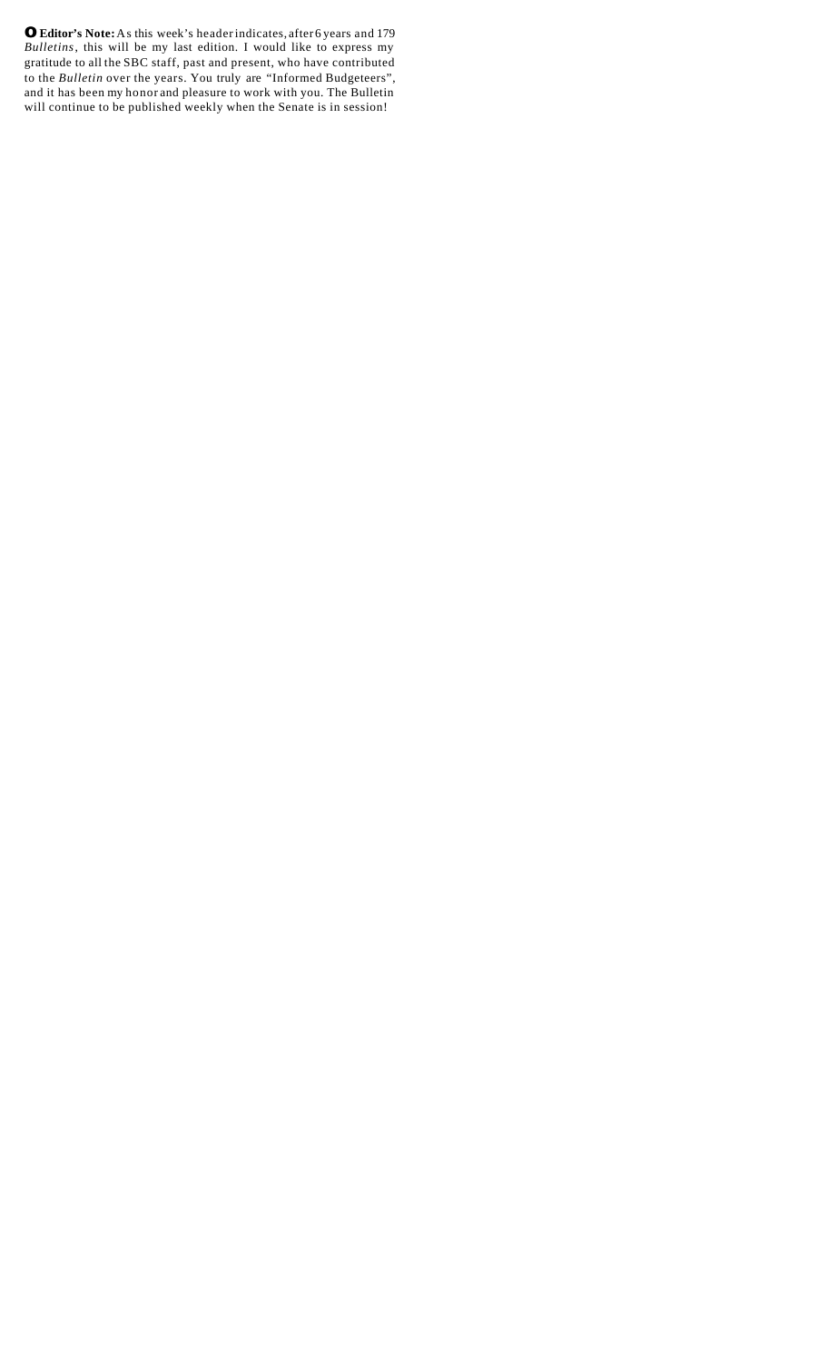**Editor's Note:** As this week's header indicates, after 6 years and 179 *Bulletins*, this will be my last edition. I would like to express my gratitude to all the SBC staff, past and present, who have contributed to the *Bulletin* over the years. You truly are "Informed Budgeteers", and it has been my honor and pleasure to work with you. The Bulletin will continue to be published weekly when the Senate is in session!